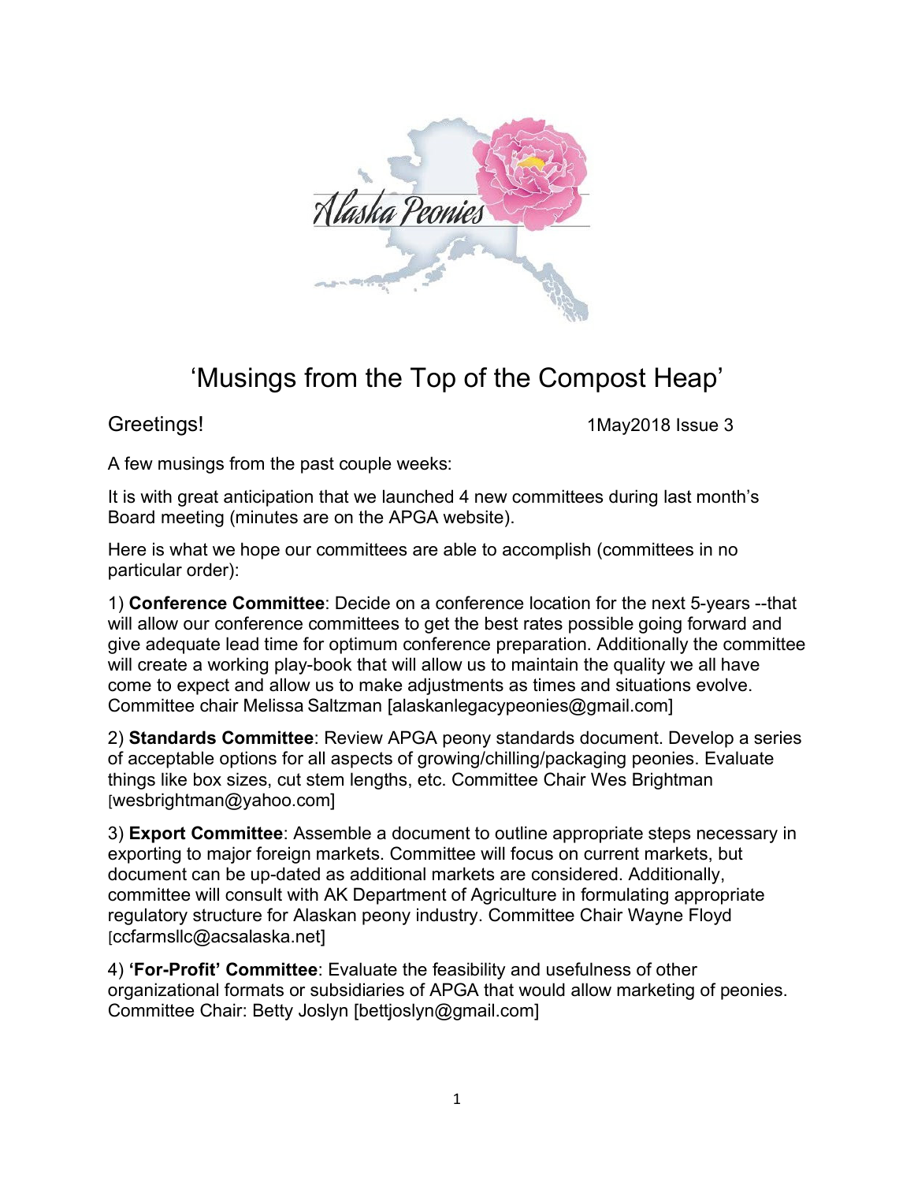# 'Musings from the Top of the Compost Heap'

Greetings! 1May2018 Issue 3

A few musings from the past couple weeks:

It is with great anticipation that we launched 4 new committees during last month's Board meeting (minutes are on the APGA website).

Here is what we hope our committees are able to accomplish (committees in no particular order):

1) **Conference Committee**: Decide on a conference location for the next 5-years --that will allow our conference committees to get the best rates possible going forward and give adequate lead time for optimum conference preparation. Additionally the committee will create a working play-book that will allow us to maintain the quality we all have come to expect and allow us to make adjustments as times and situations evolve. Committee chair Melissa Saltzman [alaskanlegacypeonies@gmail.com]

2) **Standards Committee**: Review APGA peony standards document. Develop a series of acceptable options for all aspects of growing/chilling/packaging peonies. Evaluate things like box sizes, cut stem lengths, etc. Committee Chair Wes Brightman [wesbrightman@yahoo.com]

3) **Export Committee**: Assemble a document to outline appropriate steps necessary in exporting to major foreign markets. Committee will focus on current markets, but document can be up-dated as additional markets are considered. Additionally, committee will consult with AK Department of Agriculture in formulating appropriate regulatory structure for Alaskan peony industry. Committee Chair Wayne Floyd [ccfarmsllc@acsalaska.net]

4) **'For-Profit' Committee**: Evaluate the feasibility and usefulness of other organizational formats or subsidiaries of APGA that would allow marketing of peonies. Committee Chair: Betty Joslyn [bettjoslyn@gmail.com]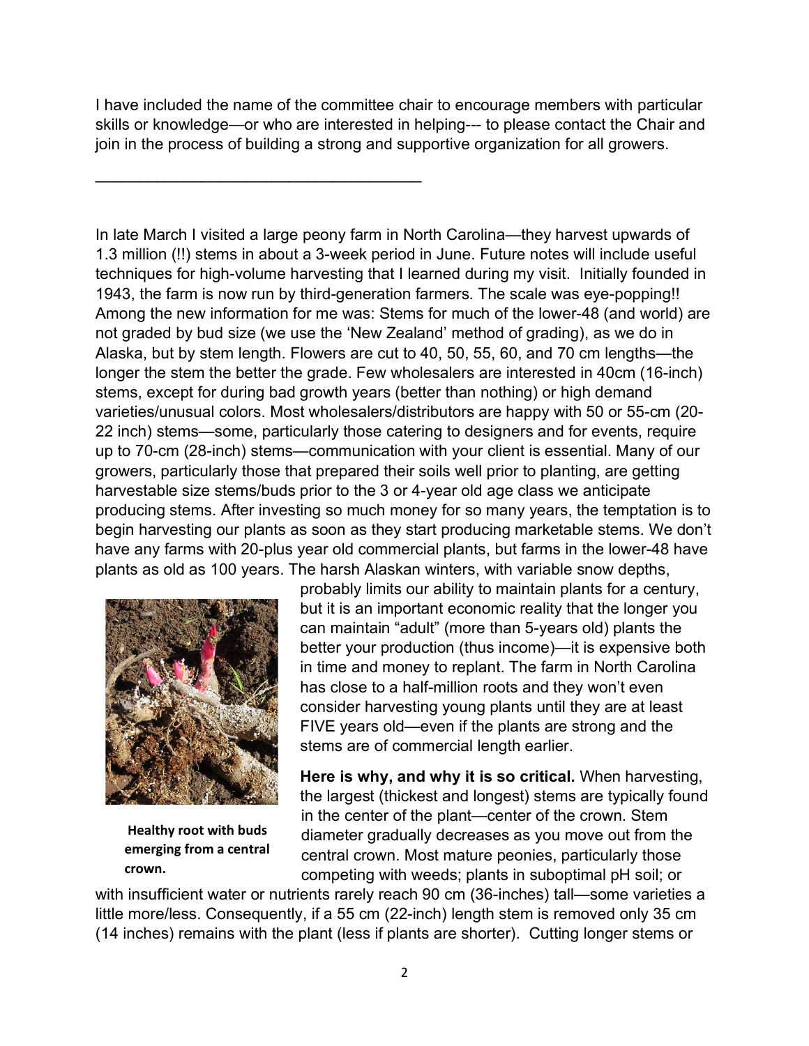I have included the name of the committee chair to encourage members with particular skills or knowledge—or who are interested in helping--- to please contact the Chair and join in the process of building a strong and supportive organization for all growers.

---

In late March I visited a large peony farm in North Carolina—they harvest upwards of 1.3 million (!!) stems in about a 3-week period in June. Future notes will include useful techniques for high-volume harvesting that I learned during my visit. Initially founded in 1943, the farm is now run by third-generation farmers. The scale was eye-popping!! Among the new information for me was: Stems for much of the lower-48 (and world) are not graded by bud size (we use the 'New Zealand' method of grading), as we do in Alaska, but by stem length. Flowers are cut to 40, 50, 55, 60, and 70 cm lengths—the longer the stem the better the grade. Few wholesalers are interested in 40cm (16-inch) stems, except for during bad growth years (better than nothing) or high demand varieties/unusual colors. Most wholesalers/distributors are happy with 50 or 55-cm (20-22 inch) stems—some, particularly those catering to designers and for events, require up to 70-cm (28-inch) stems—communication with your client is essential. Many of our growers, particularly those that prepared their soils well prior to planting, are getting harvestable size stems/buds prior to the 3 or 4-year old age class we anticipate producing stems. After investing so much money for so many years, the temptation is to begin harvesting our plants as soon as they start producing marketable stems. We don't have any farms with 20-plus year old commercial plants, but farms in the lower-48 have plants as old as 100 years. The harsh Alaskan winters, with variable snow depths, probably limits our ability to maintain plants for a century, but it is an important economic reality that the longer you can maintain "adult" (more than 5-years old) plants the better your production (thus income)—it is expensive both in time and money to replant. The farm in North Carolina has close to a half-million roots and they won't even consider harvesting young plants until they are at least FIVE years old—even if the plants are strong and the stems are of commercial length earlier.

**Healthy root with buds emerging from a central crown.**

**Here is why, and why it is so critical.** When harvesting, the largest (thickest and longest) stems are typically found in the center of the plant—center of the crown. Stem diameter gradually decreases as you move out from the central crown. Most mature peonies, particularly those competing with weeds; plants in suboptimal pH soil; or with insufficient water or nutrients rarely reach 90 cm (36-inches) tall—some varieties a little more/less. Consequently, if a 55 cm (22-inch) length stem is removed only 35 cm (14 inches) remains with the plant (less if plants are shorter). Cutting longer stems or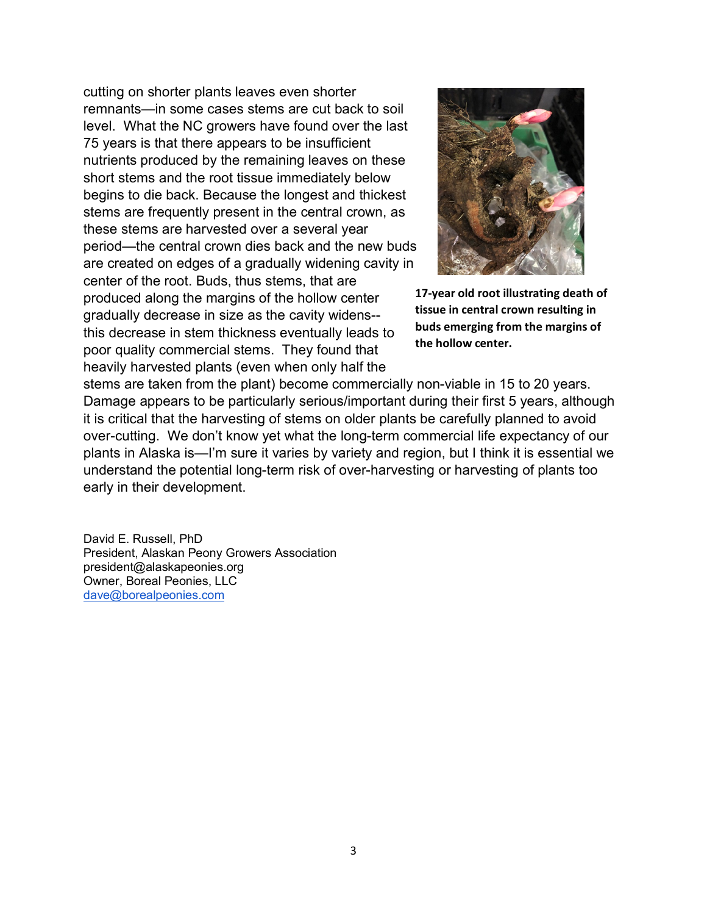cutting on shorter plants leaves even shorter remnants—in some cases stems are cut back to soil level. What the NC growers have found over the last 75 years is that there appears to be insufficient nutrients produced by the remaining leaves on these short stems and the root tissue immediately below begins to die back. Because the longest and thickest stems are frequently present in the central crown, as these stems are harvested over a several year period—the central crown dies back and the new buds are created on edges of a gradually widening cavity in center of the root. Buds, thus stems, that are produced along the margins of the hollow center gradually decrease in size as the cavity widens--this decrease in stem thickness eventually leads to poor quality commercial stems. They found that heavily harvested plants (even when only half the stems are taken from the plant) become commercially non-viable in 15 to 20 years. Damage appears to be particularly serious/important during their first 5 years, although it is critical that the harvesting of stems on older plants be carefully planned to avoid over-cutting. We don't know yet what the long-term commercial life expectancy of our plants in Alaska is—I'm sure it varies by variety and region, but I think it is essential we understand the potential long-term risk of over-harvesting or harvesting of plants too early in their development.

**17-year old root illustrating death of tissue in central crown resulting in buds emerging from the margins of the hollow center.**

David E. Russell, PhD
President, Alaskan Peony Growers Association
president@alaskapeonies.org
Owner, Boreal Peonies, LLC
dave@borealpeonies.com